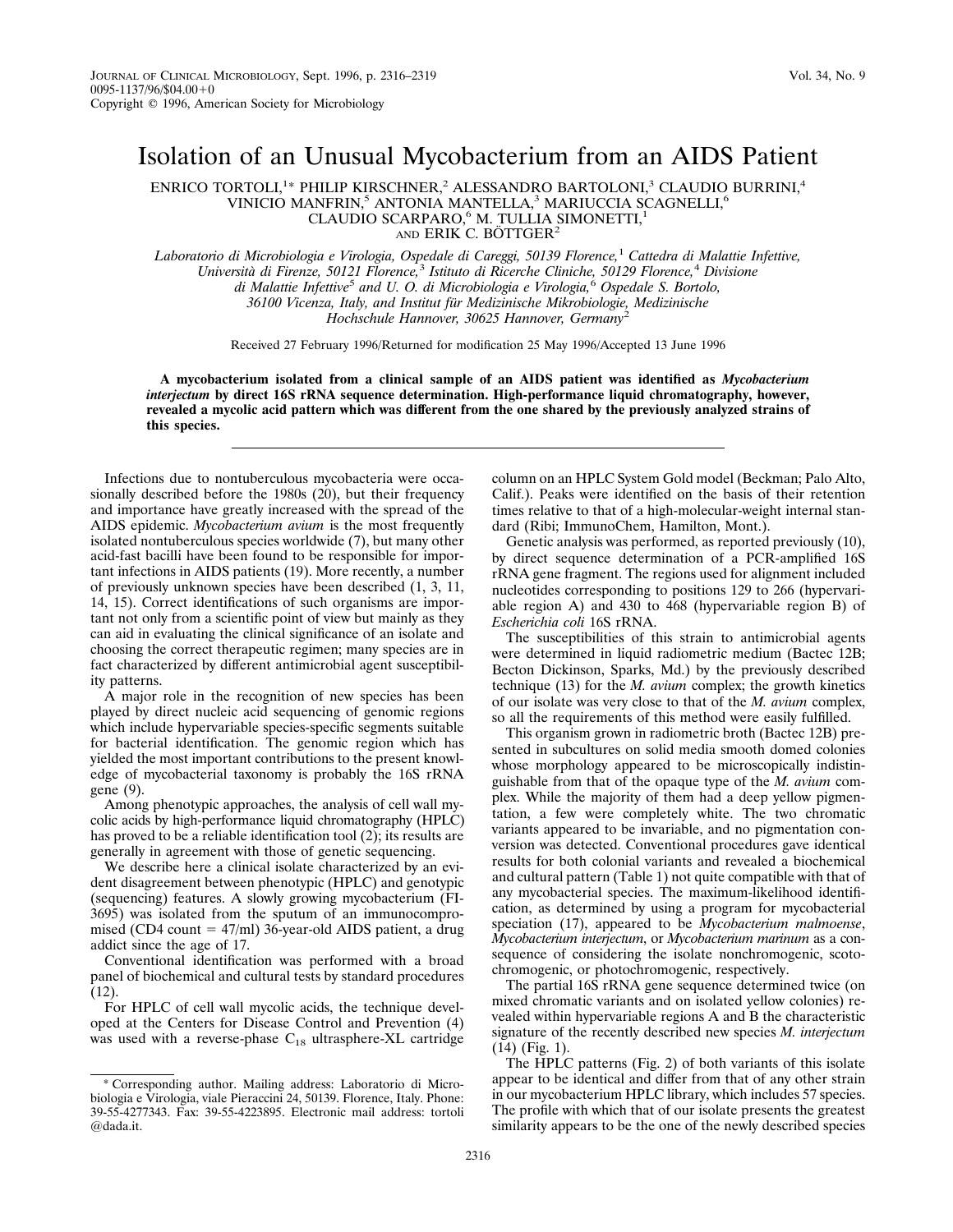# Isolation of an Unusual Mycobacterium from an AIDS Patient

ENRICO TORTOLI,[1*] PHILIP KIRSCHNER,[2] ALESSANDRO BARTOLONI,[3] CLAUDIO BURRINI,[4] VINICIO MANFRIN,[5] ANTONIA MANTELLA,[3] MARIUCCIA SCAGNELLI,[6] CLAUDIO SCARPARO,[6] M. TULLIA SIMONETTI,[1] AND ERIK C. BÖTTGER[2]

*Laboratorio di Microbiologia e Virologia, Ospedale di Careggi, 50139 Florence,[1] Cattedra di Malattie Infettive, Università di Firenze, 50121 Florence,[3] Istituto di Ricerche Cliniche, 50129 Florence,[4] Divisione di Malattie Infettive[5] and U. O. di Microbiologia e Virologia,[6] Ospedale S. Bortolo, 36100 Vicenza, Italy, and Institut für Medizinische Mikrobiologie, Medizinische Hochschule Hannover, 30625 Hannover, Germany[2]*

Received 27 February 1996/Returned for modification 25 May 1996/Accepted 13 June 1996

**A mycobacterium isolated from a clinical sample of an AIDS patient was identified as *Mycobacterium interjectum* by direct 16S rRNA sequence determination. High-performance liquid chromatography, however, revealed a mycolic acid pattern which was different from the one shared by the previously analyzed strains of this species.**

Infections due to nontuberculous mycobacteria were occasionally described before the 1980s (20), but their frequency and importance have greatly increased with the spread of the AIDS epidemic. *Mycobacterium avium* is the most frequently isolated nontuberculous species worldwide (7), but many other acid-fast bacilli have been found to be responsible for important infections in AIDS patients (19). More recently, a number of previously unknown species have been described (1, 3, 11, 14, 15). Correct identifications of such organisms are important not only from a scientific point of view but mainly as they can aid in evaluating the clinical significance of an isolate and choosing the correct therapeutic regimen; many species are in fact characterized by different antimicrobial agent susceptibility patterns.

A major role in the recognition of new species has been played by direct nucleic acid sequencing of genomic regions which include hypervariable species-specific segments suitable for bacterial identification. The genomic region which has yielded the most important contributions to the present knowledge of mycobacterial taxonomy is probably the 16S rRNA gene (9).

Among phenotypic approaches, the analysis of cell wall mycolic acids by high-performance liquid chromatography (HPLC) has proved to be a reliable identification tool (2); its results are generally in agreement with those of genetic sequencing.

We describe here a clinical isolate characterized by an evident disagreement between phenotypic (HPLC) and genotypic (sequencing) features. A slowly growing mycobacterium (FI-3695) was isolated from the sputum of an immunocompromised (CD4 count = 47/ml) 36-year-old AIDS patient, a drug addict since the age of 17.

Conventional identification was performed with a broad panel of biochemical and cultural tests by standard procedures (12).

For HPLC of cell wall mycolic acids, the technique developed at the Centers for Disease Control and Prevention (4) was used with a reverse-phase $C_{18}$ ultrasphere-XL cartridge column on an HPLC System Gold model (Beckman; Palo Alto, Calif.). Peaks were identified on the basis of their retention times relative to that of a high-molecular-weight internal standard (Ribi; ImmunoChem, Hamilton, Mont.).

Genetic analysis was performed, as reported previously (10), by direct sequence determination of a PCR-amplified 16S rRNA gene fragment. The regions used for alignment included nucleotides corresponding to positions 129 to 266 (hypervariable region A) and 430 to 468 (hypervariable region B) of *Escherichia coli* 16S rRNA.

The susceptibilities of this strain to antimicrobial agents were determined in liquid radiometric medium (Bactec 12B; Becton Dickinson, Sparks, Md.) by the previously described technique (13) for the *M. avium* complex; the growth kinetics of our isolate was very close to that of the *M. avium* complex, so all the requirements of this method were easily fulfilled.

This organism grown in radiometric broth (Bactec 12B) presented in subcultures on solid media smooth domed colonies whose morphology appeared to be microscopically indistinguishable from that of the opaque type of the *M. avium* complex. While the majority of them had a deep yellow pigmentation, a few were completely white. The two chromatic variants appeared to be invariable, and no pigmentation conversion was detected. Conventional procedures gave identical results for both colonial variants and revealed a biochemical and cultural pattern (Table 1) not quite compatible with that of any mycobacterial species. The maximum-likelihood identification, as determined by using a program for mycobacterial speciation (17), appeared to be *Mycobacterium malmoense*, *Mycobacterium interjectum*, or *Mycobacterium marinum* as a consequence of considering the isolate nonchromogenic, scotochromogenic, or photochromogenic, respectively.

The partial 16S rRNA gene sequence determined twice (on mixed chromatic variants and on isolated yellow colonies) revealed within hypervariable regions A and B the characteristic signature of the recently described new species *M. interjectum* (14) (Fig. 1).

The HPLC patterns (Fig. 2) of both variants of this isolate appear to be identical and differ from that of any other strain in our mycobacterium HPLC library, which includes 57 species. The profile with which that of our isolate presents the greatest similarity appears to be the one of the newly described species

\* Corresponding author. Mailing address: Laboratorio di Microbiologia e Virologia, viale Pieraccini 24, 50139. Florence, Italy. Phone: 39-55-4277343. Fax: 39-55-4223895. Electronic mail address: tortoli@dada.it.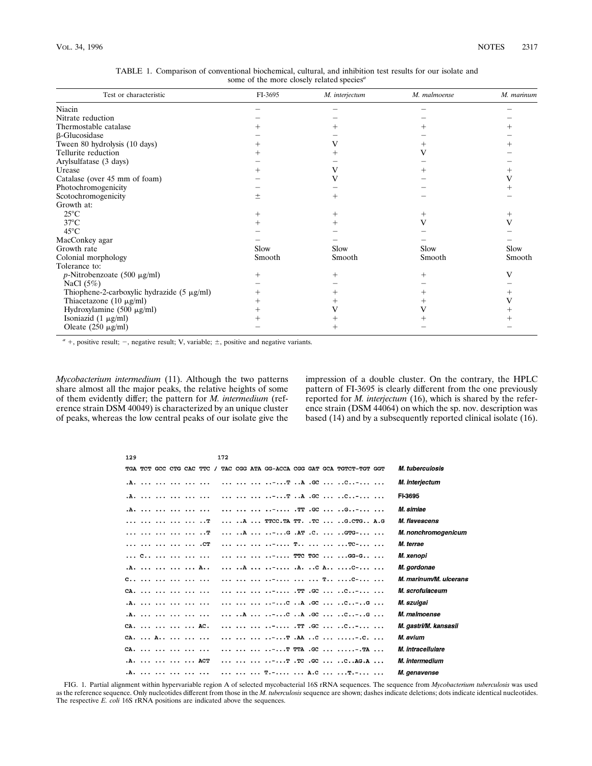TABLE 1. Comparison of conventional biochemical, cultural, and inhibition test results for our isolate and some of the more closely related species[a]

| Test or characteristic | FI-3695 | *M. interjectum* | *M. malmoense* | *M. marinum* |
|---|---|---|---|---|
| Niacin | − | − | − | − |
| Nitrate reduction | − | − | − | − |
| Thermostable catalase | + | + | + | + |
| β-Glucosidase | − | − | − | − |
| Tween 80 hydrolysis (10 days) | + | V | + | + |
| Tellurite reduction | + | + | V | − |
| Arylsulfatase (3 days) | − | − | − | − |
| Urease | + | V | + | + |
| Catalase (over 45 mm of foam) | − | V | − | V |
| Photochromogenicity | − | − | − | + |
| Scotochromogenicity | ± | + | − | − |
| Growth at: | | | | |
| 25°C | + | + | + | + |
| 37°C | + | + | V | V |
| 45°C | − | − | − | − |
| MacConkey agar | − | − | − | − |
| Growth rate | Slow | Slow | Slow | Slow |
| Colonial morphology | Smooth | Smooth | Smooth | Smooth |
| Tolerance to: | | | | |
| *p*-Nitrobenzoate (500 μg/ml) | + | + | + | V |
| NaCl (5%) | − | − | − | − |
| Thiophene-2-carboxylic hydrazide (5 μg/ml) | + | + | + | + |
| Thiacetazone (10 μg/ml) | + | + | + | V |
| Hydroxylamine (500 μg/ml) | + | V | V | + |
| Isoniazid (1 μg/ml) | + | + | + | + |
| Oleate (250 μg/ml) | − | + | − | − |

[a] +, positive result; −, negative result; V, variable; ±, positive and negative variants.

*Mycobacterium intermedium* (11). Although the two patterns share almost all the major peaks, the relative heights of some of them evidently differ; the pattern for *M. intermedium* (reference strain DSM 40049) is characterized by an unique cluster of peaks, whereas the low central peaks of our isolate give the impression of a double cluster. On the contrary, the HPLC pattern of FI-3695 is clearly different from the one previously reported for *M. interjectum* (16), which is shared by the reference strain (DSM 44064) on which the sp. nov. description was based (14) and by a subsequently reported clinical isolate (16).

```
129                       172
TGA TCT GCC CTG CAC TTC / TAC CGG ATA GG-ACCA CGG GAT GCA TGTCT-TGT GGT   M. tuberculosis
.A. ... ... ... ... ...   ... ... ... ..-...T ..A .GC ... ..C..-... ...   M. interjectum
.A. ... ... ... ... ...   ... ... ... ..-...T ..A .GC ... ..C..-... ...   FI-3695
.A. ... ... ... ... ...   ... ... ... ..-.... .TT .GC ... ..G..-... ...   M. simiae
... ... ... ... ... ..T   ... ..A ... TTCC.TA TT. .TC ... ..G.CTG.. A.G   M. flavescens
... ... ... ... ... ..T   ... ..A ... ..-...G .AT .C. ... ..GTG-... ...   M. nonchromogenicum
... ... ... ... ... .CT   ... ... ... ..-.... T.. ... ... ...TC-... ...   M. terrae
... C.. ... ... ... ...   ... ... ... ..-.... TTC TGC ... ...GG-G.. ...   M. xenopi
.A. ... ... ... ... A..   ... ..A ... ..-.... .A. ..C A.. ....C-... ...   M. gordonae
C.. ... ... ... ... ...   ... ... ... ..-.... ... ... T.. ....C-... ...   M. marinum/M. ulcerans
CA. ... ... ... ... ...   ... ... ... ..-.... .TT .GC ... ..C..-... ...   M. scrofulaceum
.A. ... ... ... ... ...   ... ... ... ..-...C ..A .GC ... ..C..-..G ...   M. szulgai
.A. ... ... ... ... ...   ... ..A ... ..-...C ..A .GC ... ..C..-..G ...   M. malmoense
CA. ... ... ... ... AC.   ... ... ... ..-.... .TT .GC ... ..C..-... ...   M. gastri/M. kansasii
CA. ... A.. ... ... ...   ... ... ... ..-...T .AA ..C ... .....-.C. ...   M. avium
CA. ... ... ... ... ...   ... ... ... ..-...T TTA .GC ... .....-.TA ...   M. intracellulare
.A. ... ... ... ... ACT   ... ... ... ..-...T .TC .GC ... ..C..AG.A ...   M. intermedium
.A. ... ... ... ... ...   ... ... ... T.-.... ... A.C ... ...T.-... ...   M. genavense
```

FIG. 1. Partial alignment within hypervariable region A of selected mycobacterial 16S rRNA sequences. The sequence from *Mycobacterium tuberculosis* was used as the reference sequence. Only nucleotides different from those in the *M. tuberculosis* sequence are shown; dashes indicate deletions; dots indicate identical nucleotides. The respective *E. coli* 16S rRNA positions are indicated above the sequences.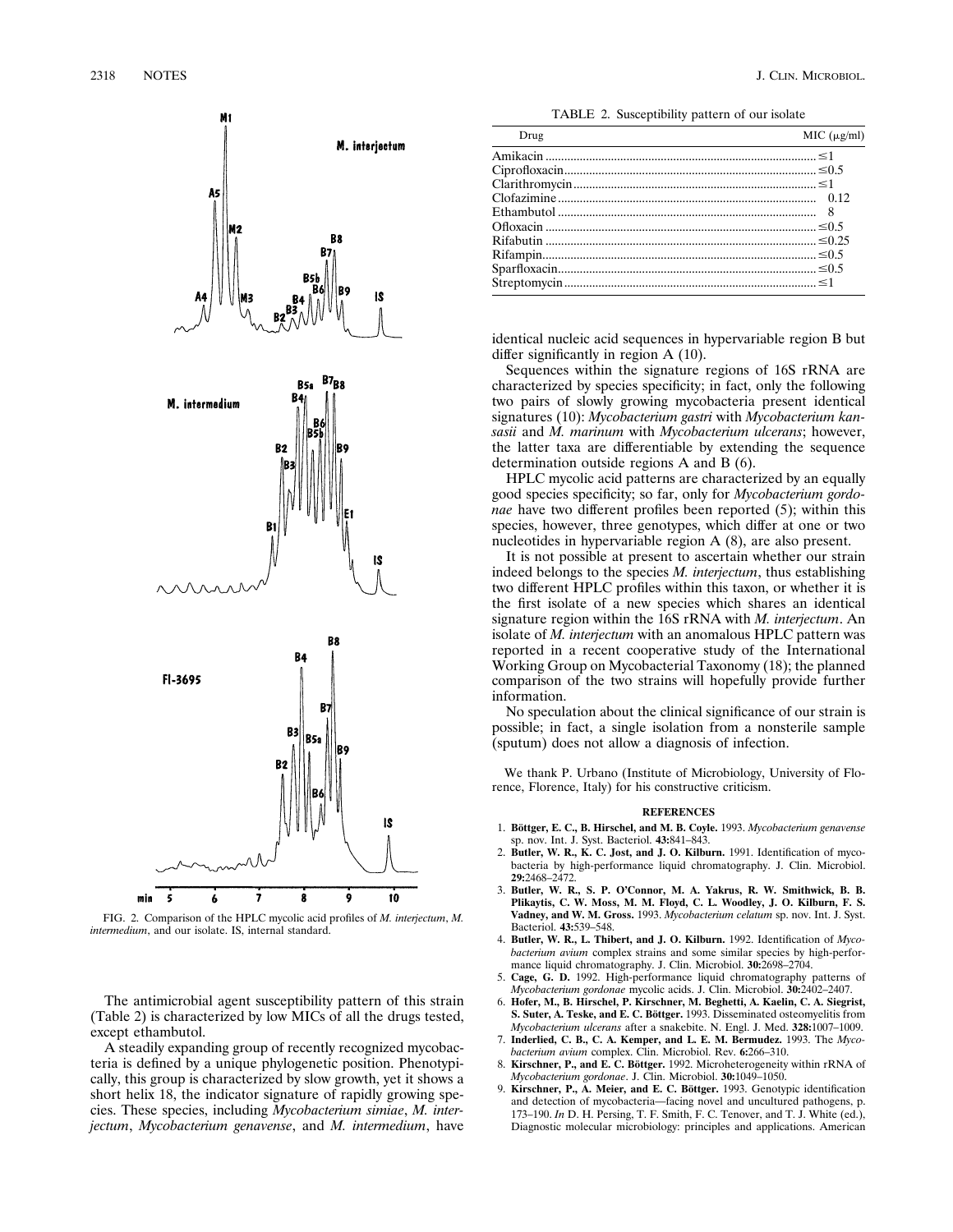FIG. 2. Comparison of the HPLC mycolic acid profiles of *M. interjectum*, *M. intermedium*, and our isolate. IS, internal standard.

The antimicrobial agent susceptibility pattern of this strain (Table 2) is characterized by low MICs of all the drugs tested, except ethambutol.

A steadily expanding group of recently recognized mycobacteria is defined by a unique phylogenetic position. Phenotypically, this group is characterized by slow growth, yet it shows a short helix 18, the indicator signature of rapidly growing species. These species, including *Mycobacterium simiae*, *M. interjectum*, *Mycobacterium genavense*, and *M. intermedium*, have identical nucleic acid sequences in hypervariable region B but differ significantly in region A (10).

TABLE 2. Susceptibility pattern of our isolate

| Drug | MIC (μg/ml) |
|---|---|
| Amikacin | ≤1 |
| Ciprofloxacin | ≤0.5 |
| Clarithromycin | ≤1 |
| Clofazimine | 0.12 |
| Ethambutol | 8 |
| Ofloxacin | ≤0.5 |
| Rifabutin | ≤0.25 |
| Rifampin | ≤0.5 |
| Sparfloxacin | ≤0.5 |
| Streptomycin | ≤1 |

Sequences within the signature regions of 16S rRNA are characterized by species specificity; in fact, only the following two pairs of slowly growing mycobacteria present identical signatures (10): *Mycobacterium gastri* with *Mycobacterium kansasii* and *M. marinum* with *Mycobacterium ulcerans*; however, the latter taxa are differentiable by extending the sequence determination outside regions A and B (6).

HPLC mycolic acid patterns are characterized by an equally good species specificity; so far, only for *Mycobacterium gordonae* have two different profiles been reported (5); within this species, however, three genotypes, which differ at one or two nucleotides in hypervariable region A (8), are also present.

It is not possible at present to ascertain whether our strain indeed belongs to the species *M. interjectum*, thus establishing two different HPLC profiles within this taxon, or whether it is the first isolate of a new species which shares an identical signature region within the 16S rRNA with *M. interjectum*. An isolate of *M. interjectum* with an anomalous HPLC pattern was reported in a recent cooperative study of the International Working Group on Mycobacterial Taxonomy (18); the planned comparison of the two strains will hopefully provide further information.

No speculation about the clinical significance of our strain is possible; in fact, a single isolation from a nonsterile sample (sputum) does not allow a diagnosis of infection.

We thank P. Urbano (Institute of Microbiology, University of Florence, Florence, Italy) for his constructive criticism.

## REFERENCES

1. **Böttger, E. C., B. Hirschel, and M. B. Coyle.** 1993. *Mycobacterium genavense* sp. nov. Int. J. Syst. Bacteriol. **43:**841–843.
2. **Butler, W. R., K. C. Jost, and J. O. Kilburn.** 1991. Identification of mycobacteria by high-performance liquid chromatography. J. Clin. Microbiol. **29:**2468–2472.
3. **Butler, W. R., S. P. O'Connor, M. A. Yakrus, R. W. Smithwick, B. B. Plikaytis, C. W. Moss, M. M. Floyd, C. L. Woodley, J. O. Kilburn, F. S. Vadney, and W. M. Gross.** 1993. *Mycobacterium celatum* sp. nov. Int. J. Syst. Bacteriol. **43:**539–548.
4. **Butler, W. R., L. Thibert, and J. O. Kilburn.** 1992. Identification of *Mycobacterium avium* complex strains and some similar species by high-performance liquid chromatography. J. Clin. Microbiol. **30:**2698–2704.
5. **Cage, G. D.** 1992. High-performance liquid chromatography patterns of *Mycobacterium gordonae* mycolic acids. J. Clin. Microbiol. **30:**2402–2407.
6. **Hofer, M., B. Hirschel, P. Kirschner, M. Beghetti, A. Kaelin, C. A. Siegrist, S. Suter, A. Teske, and E. C. Böttger.** 1993. Disseminated osteomyelitis from *Mycobacterium ulcerans* after a snakebite. N. Engl. J. Med. **328:**1007–1009.
7. **Inderlied, C. B., C. A. Kemper, and L. E. M. Bermudez.** 1993. The *Mycobacterium avium* complex. Clin. Microbiol. Rev. **6:**266–310.
8. **Kirschner, P., and E. C. Böttger.** 1992. Microheterogeneity within rRNA of *Mycobacterium gordonae*. J. Clin. Microbiol. **30:**1049–1050.
9. **Kirschner, P., A. Meier, and E. C. Böttger.** 1993. Genotypic identification and detection of mycobacteria—facing novel and uncultured pathogens, p. 173–190. *In* D. H. Persing, T. F. Smith, F. C. Tenover, and T. J. White (ed.), Diagnostic molecular microbiology: principles and applications. American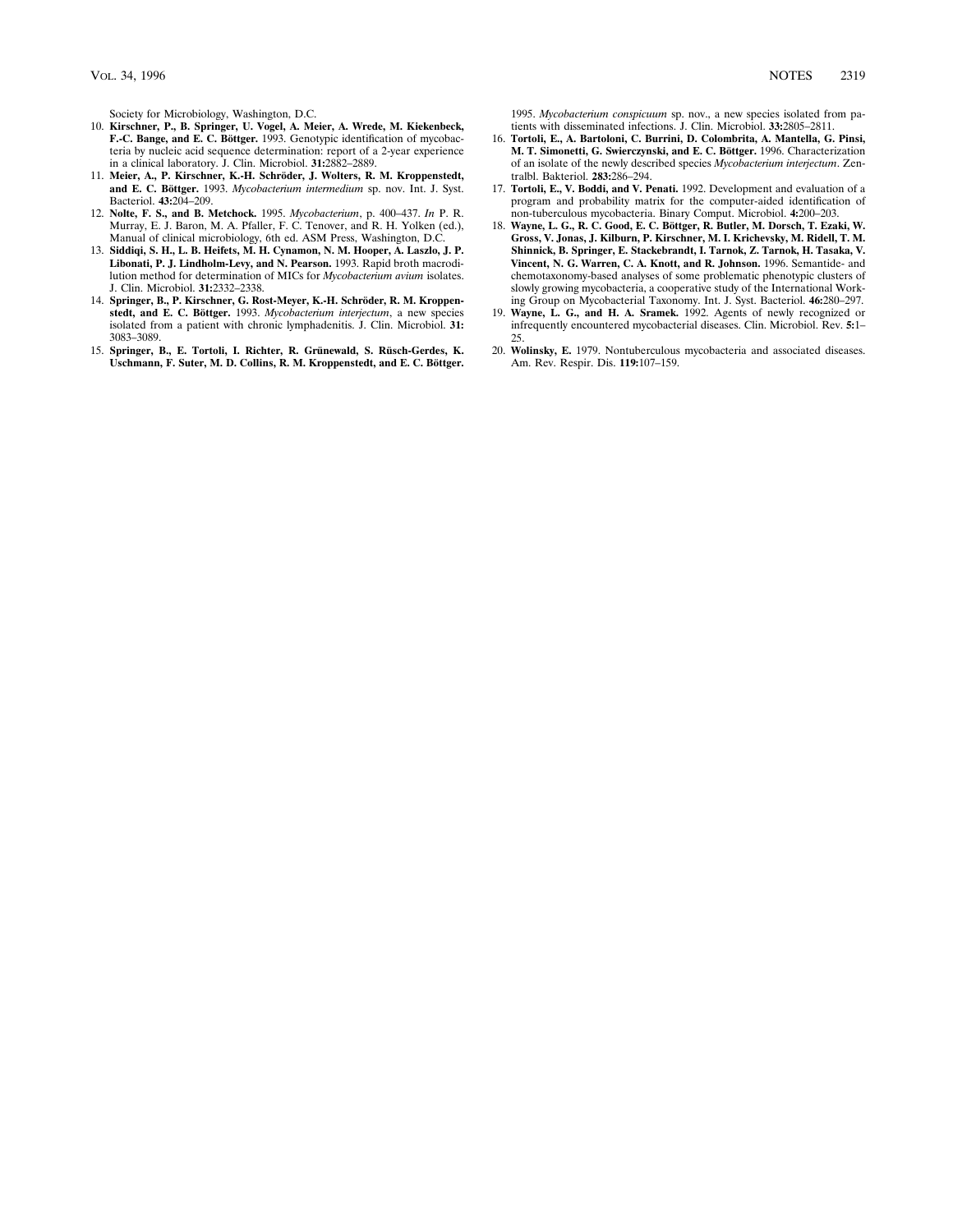Society for Microbiology, Washington, D.C.

10. **Kirschner, P., B. Springer, U. Vogel, A. Meier, A. Wrede, M. Kiekenbeck, F.-C. Bange, and E. C. Böttger.** 1993. Genotypic identification of mycobacteria by nucleic acid sequence determination: report of a 2-year experience in a clinical laboratory. J. Clin. Microbiol. **31:**2882–2889.
11. **Meier, A., P. Kirschner, K.-H. Schröder, J. Wolters, R. M. Kroppenstedt, and E. C. Böttger.** 1993. *Mycobacterium intermedium* sp. nov. Int. J. Syst. Bacteriol. **43:**204–209.
12. **Nolte, F. S., and B. Metchock.** 1995. *Mycobacterium*, p. 400–437. *In* P. R. Murray, E. J. Baron, M. A. Pfaller, F. C. Tenover, and R. H. Yolken (ed.), Manual of clinical microbiology, 6th ed. ASM Press, Washington, D.C.
13. **Siddiqi, S. H., L. B. Heifets, M. H. Cynamon, N. M. Hooper, A. Laszlo, J. P. Libonati, P. J. Lindholm-Levy, and N. Pearson.** 1993. Rapid broth macrodilution method for determination of MICs for *Mycobacterium avium* isolates. J. Clin. Microbiol. **31:**2332–2338.
14. **Springer, B., P. Kirschner, G. Rost-Meyer, K.-H. Schröder, R. M. Kroppenstedt, and E. C. Böttger.** 1993. *Mycobacterium interjectum*, a new species isolated from a patient with chronic lymphadenitis. J. Clin. Microbiol. **31:** 3083–3089.
15. **Springer, B., E. Tortoli, I. Richter, R. Grünewald, S. Rüsch-Gerdes, K. Uschmann, F. Suter, M. D. Collins, R. M. Kroppenstedt, and E. C. Böttger.** 1995. *Mycobacterium conspicuum* sp. nov., a new species isolated from patients with disseminated infections. J. Clin. Microbiol. **33:**2805–2811.
16. **Tortoli, E., A. Bartoloni, C. Burrini, D. Colombrita, A. Mantella, G. Pinsi, M. T. Simonetti, G. Swierczynski, and E. C. Böttger.** 1996. Characterization of an isolate of the newly described species *Mycobacterium interjectum*. Zentralbl. Bakteriol. **283:**286–294.
17. **Tortoli, E., V. Boddi, and V. Penati.** 1992. Development and evaluation of a program and probability matrix for the computer-aided identification of non-tuberculous mycobacteria. Binary Comput. Microbiol. **4:**200–203.
18. **Wayne, L. G., R. C. Good, E. C. Böttger, R. Butler, M. Dorsch, T. Ezaki, W. Gross, V. Jonas, J. Kilburn, P. Kirschner, M. I. Krichevsky, M. Ridell, T. M. Shinnick, B. Springer, E. Stackebrandt, I. Tarnok, Z. Tarnok, H. Tasaka, V. Vincent, N. G. Warren, C. A. Knott, and R. Johnson.** 1996. Semantide- and chemotaxonomy-based analyses of some problematic phenotypic clusters of slowly growing mycobacteria, a cooperative study of the International Working Group on Mycobacterial Taxonomy. Int. J. Syst. Bacteriol. **46:**280–297.
19. **Wayne, L. G., and H. A. Sramek.** 1992. Agents of newly recognized or infrequently encountered mycobacterial diseases. Clin. Microbiol. Rev. **5:**1–25.
20. **Wolinsky, E.** 1979. Nontuberculous mycobacteria and associated diseases. Am. Rev. Respir. Dis. **119:**107–159.